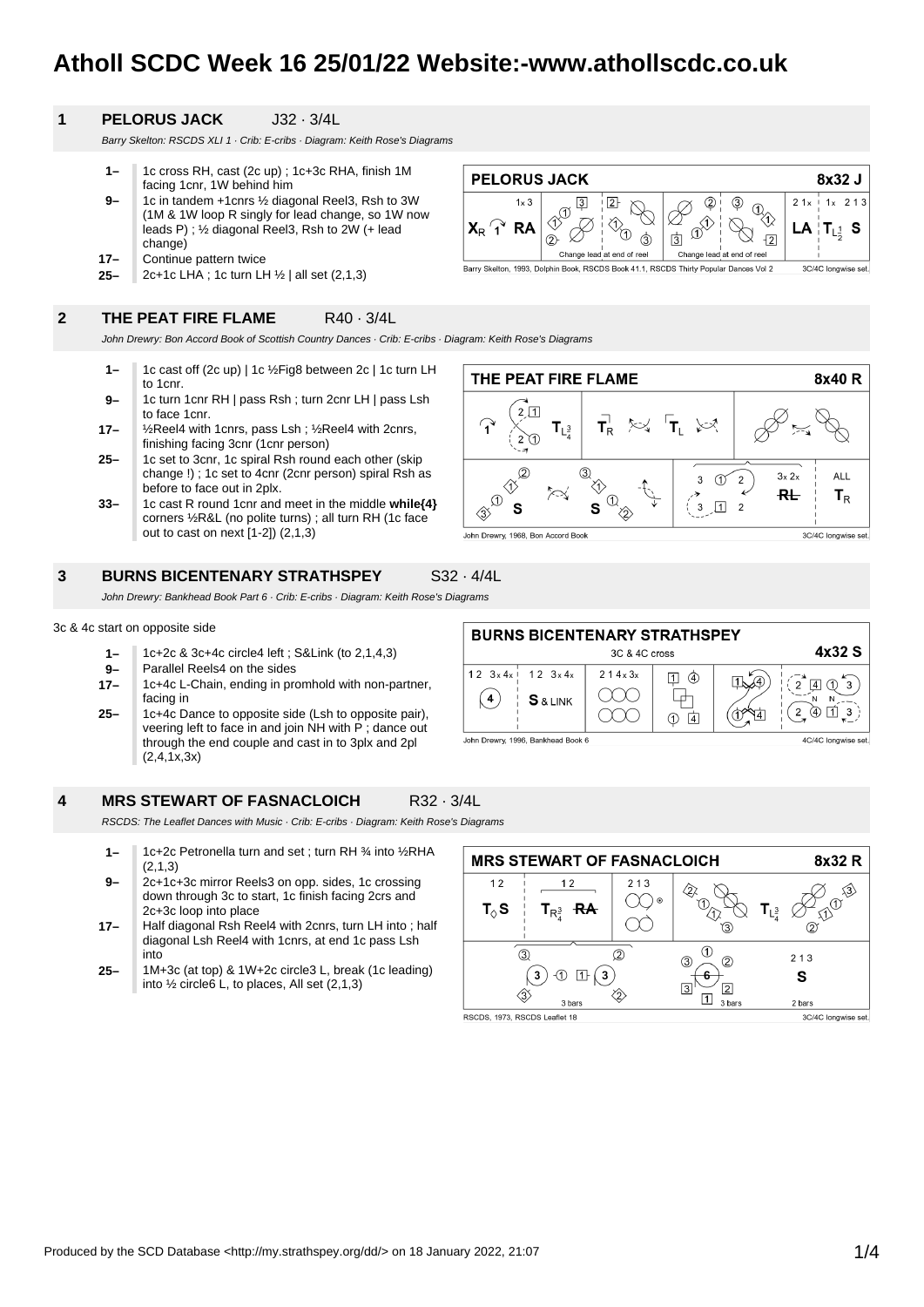# Atholl SCDC Week 16 25/01/22 Website:-www.athollscdc.co.uk

## 1 PELORUS JACK J32 · 3/4L

*Barry Skelton: RSCDS XLI 1 · Crib: E-cribs · Diagram: Keith Rose's Diagrams*

- **1–** 1c cross RH, cast (2c up) ; 1c+3c RHA, finish 1M facing 1cnr, 1W behind him
- **9–** 1c in tandem +1cnrs ½ diagonal Reel3, Rsh to 3W (1M & 1W loop R singly for lead change, so 1W now leads P) ; ½ diagonal Reel3, Rsh to 2W (+ lead change)
- **17–** Continue pattern twice
- **25–** 2c+1c LHA ; 1c turn LH ½ | all set (2,1,3)

## 2 THE PEAT FIRE FLAME R40 · 3/4L

*John Drewry: Bon Accord Book of Scottish Country Dances · Crib: E-cribs · Diagram: Keith Rose's Diagrams*

- **1–** 1c cast off (2c up) | 1c ½Fig8 between 2c | 1c turn LH to 1cnr.
- **9–** 1c turn 1cnr RH | pass Rsh ; turn 2cnr LH | pass Lsh to face 1cnr.
- **17–** ½Reel4 with 1cnrs, pass Lsh ; ½Reel4 with 2cnrs, finishing facing 3cnr (1cnr person)
- **25–** 1c set to 3cnr, 1c spiral Rsh round each other (skip change !) ; 1c set to 4cnr (2cnr person) spiral Rsh as before to face out in 2plx.
- **33–** 1c cast R round 1cnr and meet in the middle **while{4}** corners ½R&L (no polite turns) ; all turn RH (1c face out to cast on next [1-2]) (2,1,3)

## 3 BURNS BICENTENARY STRATHSPEY S32 · 4/4L

*John Drewry: Bankhead Book Part 6 · Crib: E-cribs · Diagram: Keith Rose's Diagrams*

3c & 4c start on opposite side

- **1–** 1c+2c & 3c+4c circle4 left ; S&Link (to 2,1,4,3)
- **9–** Parallel Reels4 on the sides
- **17–** 1c+4c L-Chain, ending in promhold with non-partner, facing in
- **25–** 1c+4c Dance to opposite side (Lsh to opposite pair), veering left to face in and join NH with P ; dance out through the end couple and cast in to 3plx and 2pl (2,4,1x,3x)

## 4 MRS STEWART OF FASNACLOICH R32 · 3/4L

*RSCDS: The Leaflet Dances with Music · Crib: E-cribs · Diagram: Keith Rose's Diagrams*

- **1–** 1c+2c Petronella turn and set ; turn RH ¾ into ½RHA (2,1,3)
- **9–** 2c+1c+3c mirror Reels3 on opp. sides, 1c crossing down through 3c to start, 1c finish facing 2crs and 2c+3c loop into place
- **17–** Half diagonal Rsh Reel4 with 2cnrs, turn LH into ; half diagonal Lsh Reel4 with 1cnrs, at end 1c pass Lsh into
- **25–** 1M+3c (at top) & 1W+2c circle3 L, break (1c leading) into ½ circle6 L, to places, All set (2,1,3)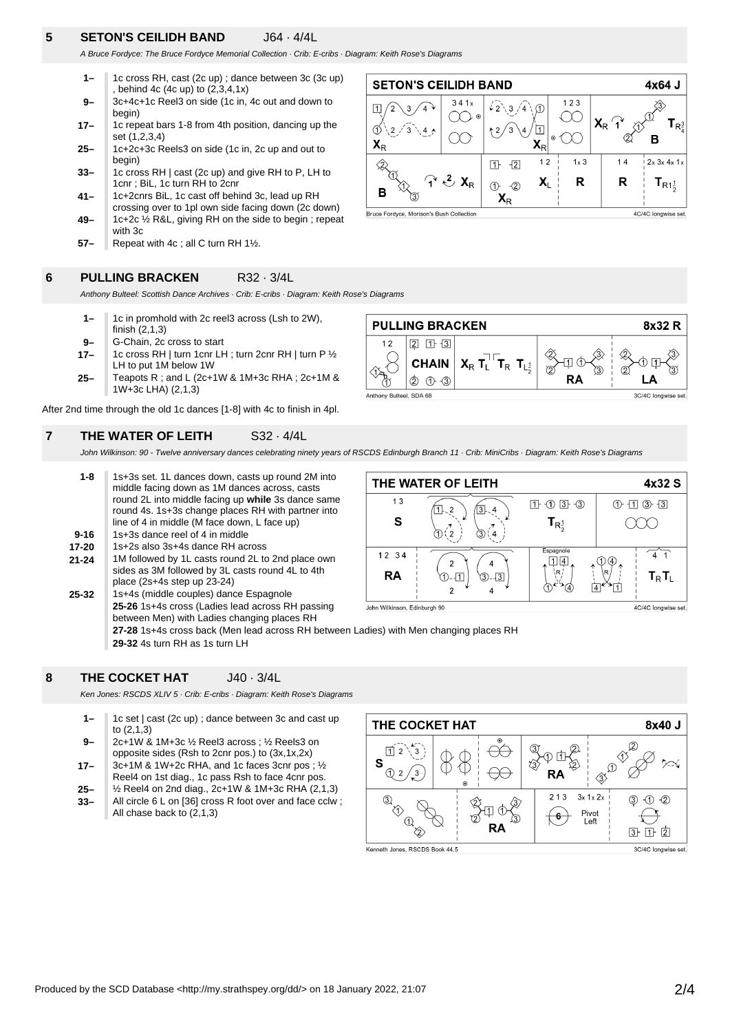## 5 SETON'S CEILIDH BAND J64 · 4/4L

*A Bruce Fordyce: The Bruce Fordyce Memorial Collection · Crib: E-cribs · Diagram: Keith Rose's Diagrams*

- **1–** 1c cross RH, cast (2c up) ; dance between 3c (3c up) , behind 4c (4c up) to (2,3,4,1x)
- **9–** 3c+4c+1c Reel3 on side (1c in, 4c out and down to begin)
- **17–** 1c repeat bars 1-8 from 4th position, dancing up the set (1,2,3,4)
- **25–** 1c+2c+3c Reels3 on side (1c in, 2c up and out to begin)
- **33–** 1c cross RH | cast (2c up) and give RH to P, LH to 1cnr ; BiL, 1c turn RH to 2cnr
- **41–** 1c+2cnrs BiL, 1c cast off behind 3c, lead up RH crossing over to 1pl own side facing down (2c down)
- **49–** 1c+2c ½ R&L, giving RH on the side to begin ; repeat with 3c
- **57–** Repeat with 4c ; all C turn RH 1½.

## 6 PULLING BRACKEN R32 · 3/4L

*Anthony Bulteel: Scottish Dance Archives · Crib: E-cribs · Diagram: Keith Rose's Diagrams*

- **1–** 1c in promhold with 2c reel3 across (Lsh to 2W), finish (2,1,3)
- **9–** G-Chain, 2c cross to start
- **17–** 1c cross RH | turn 1cnr LH ; turn 2cnr RH | turn P ½ LH to put 1M below 1W
- **25–** Teapots R ; and L (2c+1W & 1M+3c RHA ; 2c+1M & 1W+3c LHA) (2,1,3)

After 2nd time through the old 1c dances [1-8] with 4c to finish in 4pl.

## 7 THE WATER OF LEITH S32 · 4/4L

*John Wilkinson: 90 - Twelve anniversary dances celebrating ninety years of RSCDS Edinburgh Branch 11 · Crib: MiniCribs · Diagram: Keith Rose's Diagrams*

- **1-8** 1s+3s set. 1L dances down, casts up round 2M into middle facing down as 1M dances across, casts round 2L into middle facing up **while** 3s dance same round 4s. 1s+3s change places RH with partner into line of 4 in middle (M face down, L face up)
- **9-16** 1s+3s dance reel of 4 in middle
- **17-20** 1s+2s also 3s+4s dance RH across
- **21-24** 1M followed by 1L casts round 2L to 2nd place own sides as 3M followed by 3L casts round 4L to 4th place (2s+4s step up 23-24)
- **25-32** 1s+4s (middle couples) dance Espagnole
  - **25-26** 1s+4s cross (Ladies lead across RH passing between Men) with Ladies changing places RH
  - **27-28** 1s+4s cross back (Men lead across RH between Ladies) with Men changing places RH
  - **29-32** 4s turn RH as 1s turn LH

## 8 THE COCKET HAT J40 · 3/4L

*Ken Jones: RSCDS XLIV 5 · Crib: E-cribs · Diagram: Keith Rose's Diagrams*

- **1–** 1c set | cast (2c up) ; dance between 3c and cast up to (2,1,3)
- **9–** 2c+1W & 1M+3c ½ Reel3 across ; ½ Reels3 on opposite sides (Rsh to 2cnr pos.) to (3x,1x,2x)
- **17–** 3c+1M & 1W+2c RHA, and 1c faces 3cnr pos ; ½ Reel4 on 1st diag., 1c pass Rsh to face 4cnr pos.
- **25–** ½ Reel4 on 2nd diag., 2c+1W & 1M+3c RHA (2,1,3)
- **33–** All circle 6 L on [36] cross R foot over and face cclw ; All chase back to (2,1,3)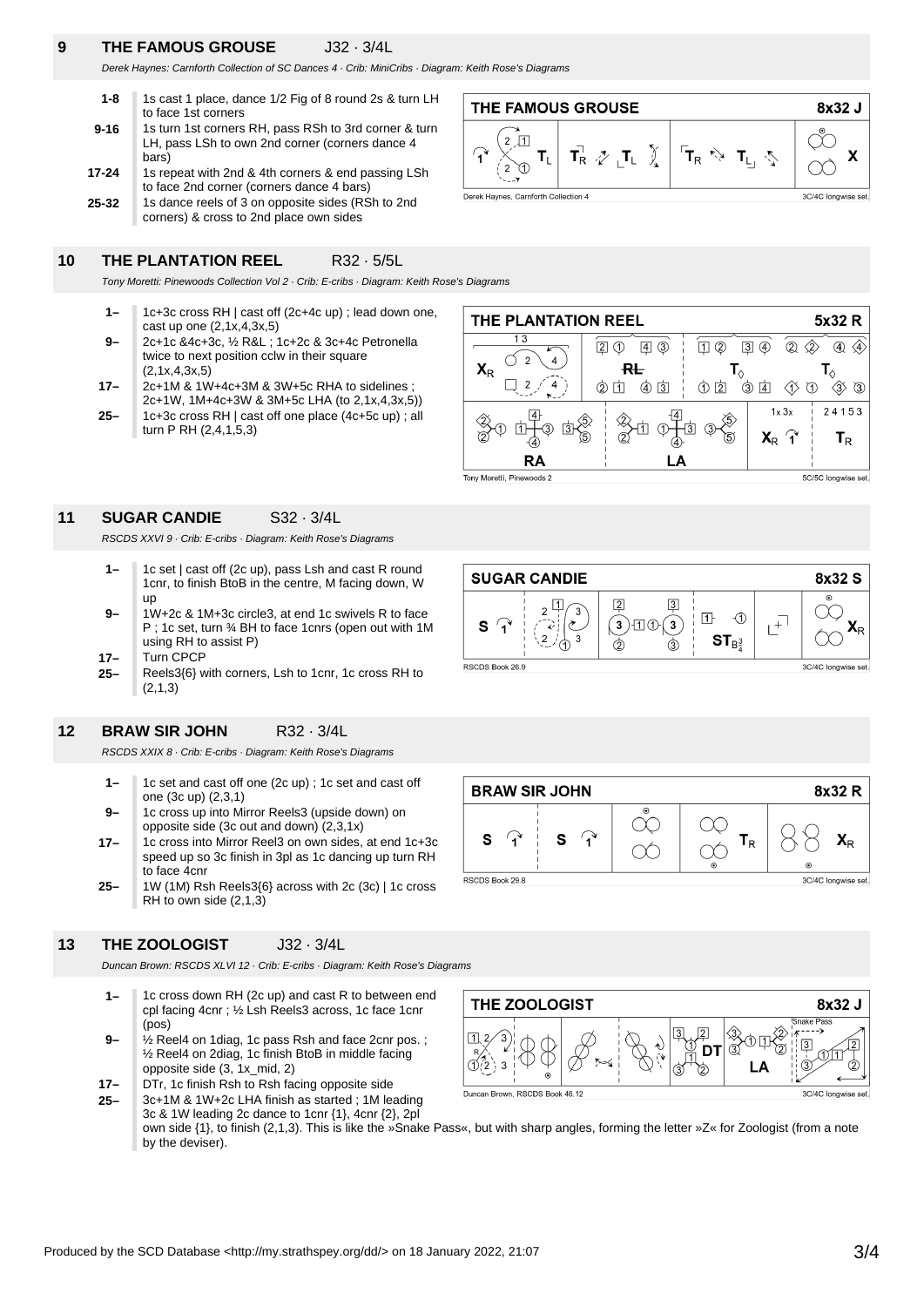## 9 THE FAMOUS GROUSE J32 · 3/4L

*Derek Haynes: Carnforth Collection of SC Dances 4 · Crib: MiniCribs · Diagram: Keith Rose's Diagrams*

| | |
|---|---|
| 1-8 | 1s cast 1 place, dance 1/2 Fig of 8 round 2s & turn LH to face 1st corners |
| 9-16 | 1s turn 1st corners RH, pass RSh to 3rd corner & turn LH, pass LSh to own 2nd corner (corners dance 4 bars) |
| 17-24 | 1s repeat with 2nd & 4th corners & end passing LSh to face 2nd corner (corners dance 4 bars) |
| 25-32 | 1s dance reels of 3 on opposite sides (RSh to 2nd corners) & cross to 2nd place own sides |

## 10 THE PLANTATION REEL R32 · 5/5L

*Tony Moretti: Pinewoods Collection Vol 2 · Crib: E-cribs · Diagram: Keith Rose's Diagrams*

| | |
|---|---|
| 1– | 1c+3c cross RH \| cast off (2c+4c up) ; lead down one, cast up one (2,1x,4,3x,5) |
| 9– | 2c+1c &4c+3c, ½ R&L ; 1c+2c & 3c+4c Petronella twice to next position cclw in their square (2,1x,4,3x,5) |
| 17– | 2c+1M & 1W+4c+3M & 3W+5c RHA to sidelines ; 2c+1W, 1M+4c+3W & 3M+5c LHA (to 2,1x,4,3x,5)) |
| 25– | 1c+3c cross RH \| cast off one place (4c+5c up) ; all turn P RH (2,4,1,5,3) |

## 11 SUGAR CANDIE S32 · 3/4L

*RSCDS XXVI 9 · Crib: E-cribs · Diagram: Keith Rose's Diagrams*

| | |
|---|---|
| 1– | 1c set \| cast off (2c up), pass Lsh and cast R round 1cnr, to finish BtoB in the centre, M facing down, W up |
| 9– | 1W+2c & 1M+3c circle3, at end 1c swivels R to face P ; 1c set, turn ¾ BH to face 1cnrs (open out with 1M using RH to assist P) |
| 17– | Turn CPCP |
| 25– | Reels3{6} with corners, Lsh to 1cnr, 1c cross RH to (2,1,3) |

## 12 BRAW SIR JOHN R32 · 3/4L

*RSCDS XXIX 8 · Crib: E-cribs · Diagram: Keith Rose's Diagrams*

| | |
|---|---|
| 1– | 1c set and cast off one (2c up) ; 1c set and cast off one (3c up) (2,3,1) |
| 9– | 1c cross up into Mirror Reels3 (upside down) on opposite side (3c out and down) (2,3,1x) |
| 17– | 1c cross into Mirror Reel3 on own sides, at end 1c+3c speed up so 3c finish in 3pl as 1c dancing up turn RH to face 4cnr |
| 25– | 1W (1M) Rsh Reels3{6} across with 2c (3c) \| 1c cross RH to own side (2,1,3) |

## 13 THE ZOOLOGIST J32 · 3/4L

*Duncan Brown: RSCDS XLVI 12 · Crib: E-cribs · Diagram: Keith Rose's Diagrams*

| | |
|---|---|
| 1– | 1c cross down RH (2c up) and cast R to between end cpl facing 4cnr ; ½ Lsh Reels3 across, 1c face 1cnr (pos) |
| 9– | ½ Reel4 on 1diag, 1c pass Rsh and face 2cnr pos. ; ½ Reel4 on 2diag, 1c finish BtoB in middle facing opposite side (3, 1x_mid, 2) |
| 17– | DTr, 1c finish Rsh to Rsh facing opposite side |
| 25– | 3c+1M & 1W+2c LHA finish as started ; 1M leading 3c & 1W leading 2c dance to 1cnr {1}, 4cnr {2}, 2pl own side {1}, to finish (2,1,3). This is like the »Snake Pass«, but with sharp angles, forming the letter »Z« for Zoologist (from a note by the deviser). |

Produced by the SCD Database <http://my.strathspey.org/dd/> on 18 January 2022, 21:07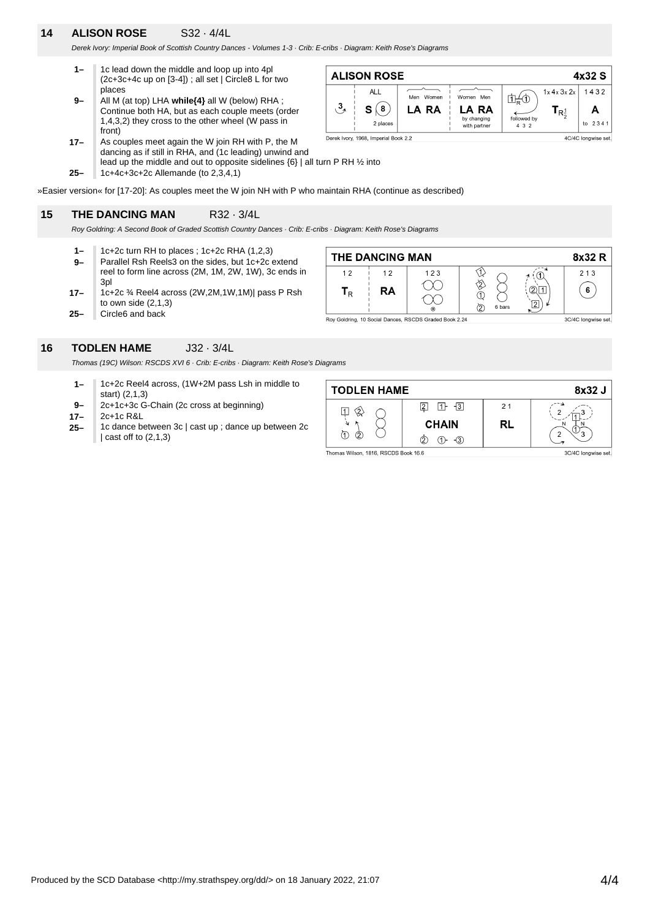## 14 ALISON ROSE S32 · 4/4L

*Derek Ivory: Imperial Book of Scottish Country Dances - Volumes 1-3 · Crib: E-cribs · Diagram: Keith Rose's Diagrams*

- **1–** 1c lead down the middle and loop up into 4pl (2c+3c+4c up on [3-4]) ; all set | Circle8 L for two places
- **9–** All M (at top) LHA **while{4}** all W (below) RHA ; Continue both HA, but as each couple meets (order 1,4,3,2) they cross to the other wheel (W pass in front)
- **17–** As couples meet again the W join RH with P, the M dancing as if still in RHA, and (1c leading) unwind and lead up the middle and out to opposite sidelines {6} | all turn P RH ½ into
- **25–** 1c+4c+3c+2c Allemande (to 2,3,4,1)

ALISON ROSE 4x32 S

ALL S 8 2 places | Men Women LA RA | Women Men LA RA by changing with partner | followed by 4 3 2 | 1x 4x 3x 2x $T_{R\frac{1}{2}}$ | 1 4 3 2 A to 2 3 4 1

Derek Ivory, 1968, Imperial Book 2.2 — 4C/4C longwise set.

»Easier version« for [17-20]: As couples meet the W join NH with P who maintain RHA (continue as described)

## 15 THE DANCING MAN R32 · 3/4L

*Roy Goldring: A Second Book of Graded Scottish Country Dances · Crib: E-cribs · Diagram: Keith Rose's Diagrams*

- **1–** 1c+2c turn RH to places ; 1c+2c RHA (1,2,3)
- **9–** Parallel Rsh Reels3 on the sides, but 1c+2c extend reel to form line across (2M, 1M, 2W, 1W), 3c ends in 3pl
- **17–** 1c+2c ¾ Reel4 across (2W,2M,1W,1M)| pass P Rsh to own side (2,1,3)
- **25–** Circle6 and back

THE DANCING MAN 8x32 R

1 2 $T_R$ | 1 2 RA | 1 2 3 | 6 bars | 2 1 3 6

Roy Goldring, 10 Social Dances, RSCDS Graded Book 2.24 — 3C/4C longwise set.

## 16 TODLEN HAME J32 · 3/4L

*Thomas (19C) Wilson: RSCDS XVI 6 · Crib: E-cribs · Diagram: Keith Rose's Diagrams*

- **1–** 1c+2c Reel4 across, (1W+2M pass Lsh in middle to start) (2,1,3)
- **9–** 2c+1c+3c G-Chain (2c cross at beginning)
- **17–** 2c+1c R&L
- **25–** 1c dance between 3c | cast up ; dance up between 2c | cast off to (2,1,3)

TODLEN HAME 8x32 J

CHAIN | 2 1 RL

Thomas Wilson, 1816, RSCDS Book 16.6 — 3C/4C longwise set.

Produced by the SCD Database <http://my.strathspey.org/dd/> on 18 January 2022, 21:07